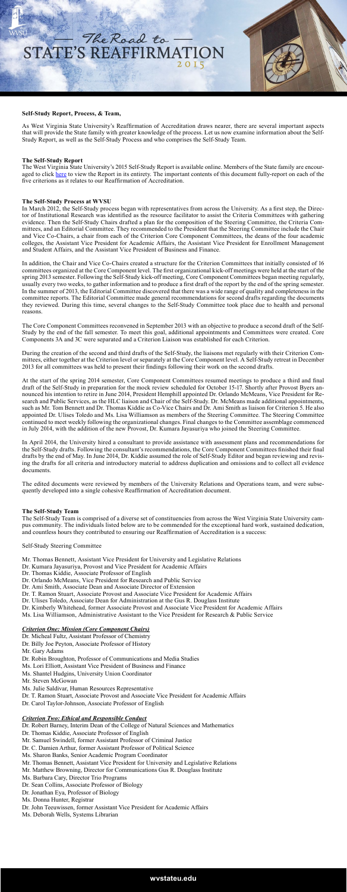# The Road to STATE'S REAFFIRMATION 2015

## Self-Study Report, Process, & Team,

As West Virginia State University's Reaffirmation of Accreditation draws nearer, there are several important aspects that will provide the State family with greater knowledge of the process. Let us now examine information about the Self-Study Report, as well as the Self-Study Process and who comprises the Self-Study Team.

## The Self-Study Report

The West Virginia State University's 2015 Self-Study Report is available online. Members of the State family are encouraged to click here to view the Report in its entirety. The important contents of this document fully-report on each of the five criterions as it relates to our Reaffirmation of Accreditation.

## The Self-Study Process at WVSU

In March 2012, the Self-Study process began with representatives from across the University. As a first step, the Director of Institutional Research was identified as the resource facilitator to assist the Criteria Committees with gathering evidence. Then the Self-Study Chairs drafted a plan for the composition of the Steering Committee, the Criteria Committees, and an Editorial Committee. They recommended to the President that the Steering Committee include the Chair and Vice Co-Chairs, a chair from each of the Criterion Core Component Committees, the deans of the four academic colleges, the Assistant Vice President for Academic Affairs, the Assistant Vice President for Enrollment Management and Student Affairs, and the Assistant Vice President of Business and Finance.

In addition, the Chair and Vice Co-Chairs created a structure for the Criterion Committees that initially consisted of 16 committees organized at the Core Component level. The first organizational kick-off meetings were held at the start of the spring 2013 semester. Following the Self-Study kick-off meeting, Core Component Committees began meeting regularly, usually every two weeks, to gather information and to produce a first draft of the report by the end of the spring semester. In the summer of 2013, the Editorial Committee discovered that there was a wide range of quality and completeness in the committee reports. The Editorial Committee made general recommendations for second drafts regarding the documents they reviewed. During this time, several changes to the Self-Study Committee took place due to health and personal reasons.

The Core Component Committees reconvened in September 2013 with an objective to produce a second draft of the Self-Study by the end of the fall semester. To meet this goal, additional appointments and Committees were created. Core Components 3A and 3C were separated and a Criterion Liaison was established for each Criterion.

During the creation of the second and third drafts of the Self-Study, the liaisons met regularly with their Criterion Committees, either together at the Criterion level or separately at the Core Component level. A Self-Study retreat in December 2013 for all committees was held to present their findings following their work on the second drafts.

At the start of the spring 2014 semester, Core Component Committees resumed meetings to produce a third and final draft of the Self-Study in preparation for the mock review scheduled for October 15-17. Shortly after Provost Byers announced his intention to retire in June 2014, President Hemphill appointed Dr. Orlando McMeans, Vice President for Research and Public Services, as the HLC liaison and Chair of the Self-Study. Dr. McMeans made additional appointments, such as Mr. Tom Bennett and Dr. Thomas Kiddie as Co-Vice Chairs and Dr. Ami Smith as liaison for Criterion 5. He also appointed Dr. Ulises Toledo and Ms. Lisa Williamson as members of the Steering Committee. The Steering Committee continued to meet weekly following the organizational changes. Final changes to the Committee assemblage commenced in July 2014, with the addition of the new Provost, Dr. Kumara Jayasuriya who joined the Steering Committee.

In April 2014, the University hired a consultant to provide assistance with assessment plans and recommendations for the Self-Study drafts. Following the consultant's recommendations, the Core Component Committees finished their final drafts by the end of May. In June 2014, Dr. Kiddie assumed the role of Self-Study Editor and began reviewing and revising the drafts for all criteria and introductory material to address duplication and omissions and to collect all evidence documents.

The edited documents were reviewed by members of the University Relations and Operations team, and were subsequently developed into a single cohesive Reaffirmation of Accreditation document.

## The Self-Study Team

The Self-Study Team is comprised of a diverse set of constituencies from across the West Virginia State University campus community. The individuals listed below are to be commended for the exceptional hard work, sustained dedication, and countless hours they contributed to ensuring our Reaffirmation of Accreditation is a success:

Self-Study Steering Committee

- Mr. Thomas Bennett, Assistant Vice President for University and Legislative Relations
- Dr. Kumara Jayasuriya, Provost and Vice President for Academic Affairs
- Dr. Thomas Kiddie, Associate Professor of English
- Dr. Orlando McMeans, Vice President for Research and Public Service
- Dr. Ami Smith, Associate Dean and Associate Director of Extension
- Dr. T. Ramon Stuart, Associate Provost and Associate Vice President for Academic Affairs
- Dr. Ulises Toledo, Associate Dean for Administration at the Gus R. Douglass Institute
- Dr. Kimberly Whitehead, former Associate Provost and Associate Vice President for Academic Affairs
- Ms. Lisa Williamson, Administrative Assistant to the Vice President for Research & Public Service

### *Criterion One: Mission (Core Component Chairs)*

- Dr. Micheal Fultz, Assistant Professor of Chemistry
- Dr. Billy Joe Peyton, Associate Professor of History
- Mr. Gary Adams
- Dr. Robin Broughton, Professor of Communications and Media Studies
- Ms. Lori Elliott, Assistant Vice President of Business and Finance
- Ms. Shantel Hudgins, University Union Coordinator
- Mr. Steven McGowan
- Ms. Julie Saldivar, Human Resources Representative
- Dr. T. Ramon Stuart, Associate Provost and Associate Vice President for Academic Affairs
- Dr. Carol Taylor-Johnson, Associate Professor of English

### *Criterion Two: Ethical and Responsible Conduct*

- Dr. Robert Barney, Interim Dean of the College of Natural Sciences and Mathematics
- Dr. Thomas Kiddie, Associate Professor of English
- Mr. Samuel Swindell, former Assistant Professor of Criminal Justice
- Dr. C. Damien Arthur, former Assistant Professor of Political Science
- Ms. Sharon Banks, Senior Academic Program Coordinator
- Mr. Thomas Bennett, Assistant Vice President for University and Legislative Relations
- Mr. Matthew Browning, Director for Communications Gus R. Douglass Institute
- Ms. Barbara Cary, Director Trio Programs
- Dr. Sean Collins, Associate Professor of Biology
- Dr. Jonathan Eya, Professor of Biology
- Ms. Donna Hunter, Registrar
- Dr. John Teeuwissen, former Assistant Vice President for Academic Affairs
- Ms. Deborah Wells, Systems Librarian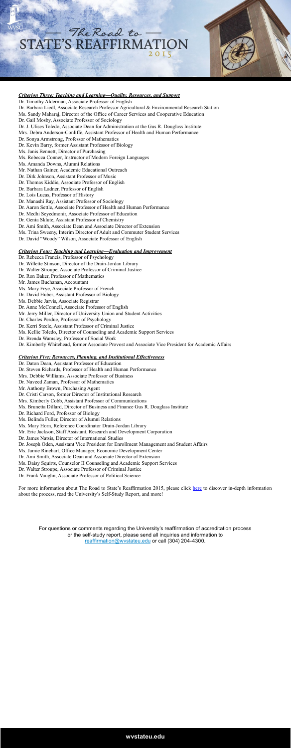# The Road to STATE'S REAFFIRMATION 2015

***Criterion Three: Teaching and Learning—Quality, Resources, and Support***

Dr. Timothy Alderman, Associate Professor of English
Dr. Barbara Liedl, Associate Research Professor Agricultural & Environmental Research Station
Ms. Sandy Maharaj, Director of the Office of Career Services and Cooperative Education
Dr. Gail Mosby, Associate Professor of Sociology
Dr. J. Ulises Toledo, Associate Dean for Administration at the Gus R. Douglass Institute
Mrs. Debra Anderson-Conliffe, Assistant Professor of Health and Human Performance
Dr. Sonya Armstrong, Professor of Mathematics
Dr. Kevin Barry, former Assistant Professor of Biology
Ms. Janis Bennett, Director of Purchasing
Ms. Rebecca Conner, Instructor of Modern Foreign Languages
Ms. Amanda Downs, Alumni Relations
Mr. Nathan Gainer, Academic Educational Outreach
Dr. Dirk Johnson, Assistant Professor of Music
Dr. Thomas Kiddie, Associate Professor of English
Dr. Barbara Ladner, Professor of English
Dr. Lois Lucas, Professor of History
Dr. Manashi Ray, Assistant Professor of Sociology
Dr. Aaron Settle, Associate Professor of Health and Human Performance
Dr. Medhi Seyedmonir, Associate Professor of Education
Dr. Genia Sklute, Assistant Professor of Chemistry
Dr. Ami Smith, Associate Dean and Associate Director of Extension
Ms. Trina Sweeny, Interim Director of Adult and Commuter Student Services
Dr. David "Woody" Wilson, Associate Professor of English

***Criterion Four: Teaching and Learning—Evaluation and Improvement***

Dr. Rebecca Francis, Professor of Psychology
Dr. Willette Stinson, Director of the Drain-Jordan Library
Dr. Walter Stroupe, Associate Professor of Criminal Justice
Dr. Ron Baker, Professor of Mathematics
Mr. James Buchanan, Accountant
Ms. Mary Frye, Associate Professor of French
Dr. David Huber, Assistant Professor of Biology
Ms. Debbie Jarvis, Associate Registrar
Dr. Anne McConnell, Associate Professor of English
Mr. Jerry Miller, Director of University Union and Student Activities
Dr. Charles Perdue, Professor of Psychology
Dr. Kerri Steele, Assistant Professor of Criminal Justice
Ms. Kellie Toledo, Director of Counseling and Academic Support Services
Dr. Brenda Wamsley, Professor of Social Work
Dr. Kimberly Whitehead, former Associate Provost and Associate Vice President for Academic Affairs

***Criterion Five: Resources, Planning, and Institutional Effectiveness***

Dr. Daton Dean, Assistant Professor of Education
Dr. Steven Richards, Professor of Health and Human Performance
Mrs. Debbie Williams, Associate Professor of Business
Dr. Naveed Zaman, Professor of Mathematics
Mr. Anthony Brown, Purchasing Agent
Dr. Cristi Carson, former Director of Institutional Research
Mrs. Kimberly Cobb, Assistant Professor of Communications
Ms. Brunetta Dillard, Director of Business and Finance Gus R. Douglass Institute
Dr. Richard Ford, Professor of Biology
Ms. Belinda Fuller, Director of Alumni Relations
Ms. Mary Horn, Reference Coordinator Drain-Jordan Library
Mr. Eric Jackson, Staff Assistant, Research and Development Corporation
Dr. James Natsis, Director of International Studies
Dr. Joseph Oden, Assistant Vice President for Enrollment Management and Student Affairs
Ms. Jamie Rinehart, Office Manager, Economic Development Center
Dr. Ami Smith, Associate Dean and Associate Director of Extension
Ms. Daisy Squirts, Counselor II Counseling and Academic Support Services
Dr. Walter Stroupe, Associate Professor of Criminal Justice
Dr. Frank Vaughn, Associate Professor of Political Science

For more information about The Road to State's Reaffirmation 2015, please click here to discover in-depth information about the process, read the University's Self-Study Report, and more!

For questions or comments regarding the University's reaffirmation of accreditation process or the self-study report, please send all inquiries and information to reaffirmation@wvstateu.edu or call (304) 204-4300.

wvstateu.edu